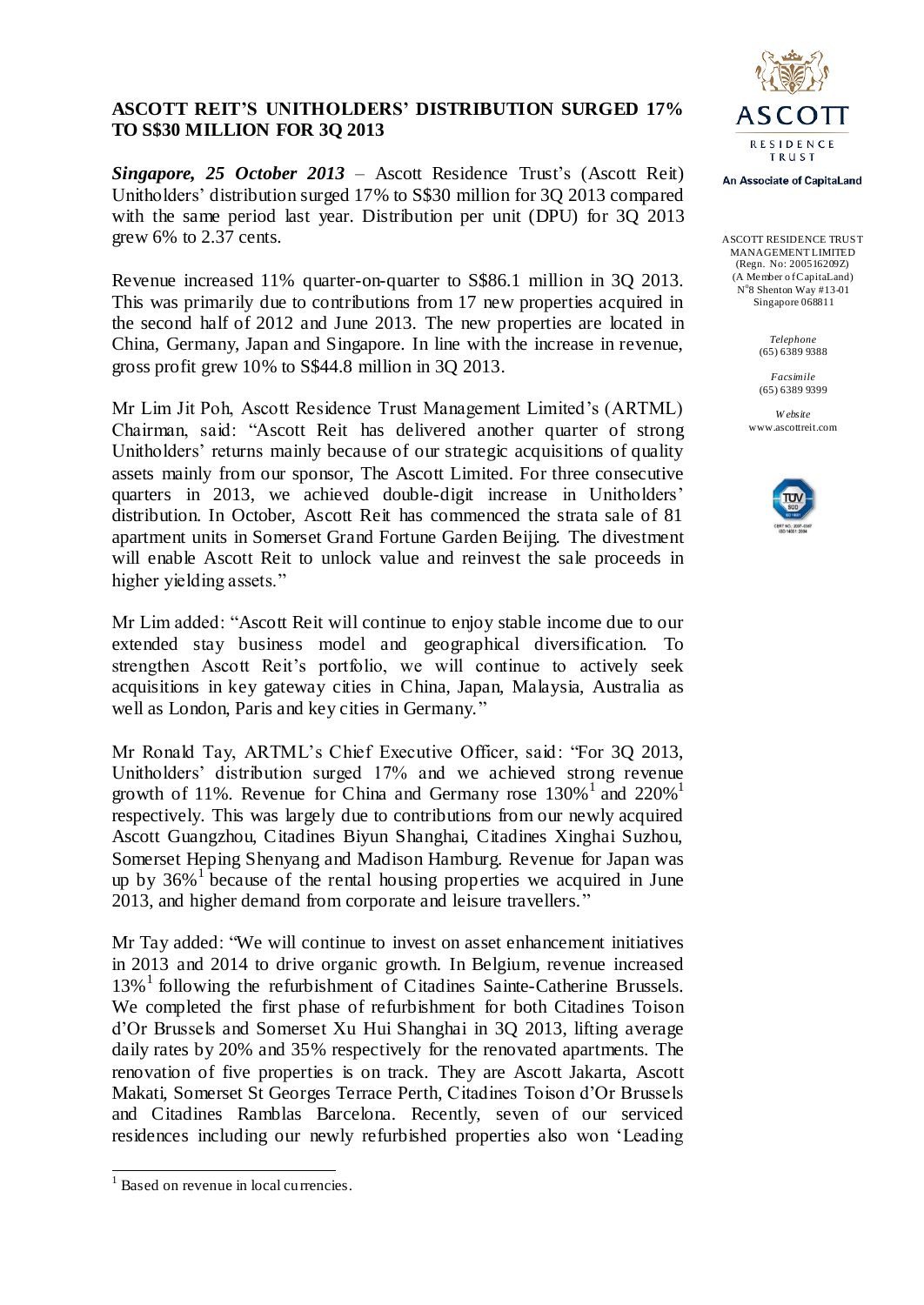# ASCOTT REIT'S UNITHOLDERS' DISTRIBUTION SURGED 17% TO S$30 MILLION FOR 3Q 2013

ASCOTT RESIDENCE TRUST MANAGEMENT LIMITED
(Regn. No: 200516209Z)
(A Member of CapitaLand)
N°8 Shenton Way #13-01
Singapore 068811

*Telephone*
(65) 6389 9388

*Facsimile*
(65) 6389 9399

*Website*
www.ascottreit.com

***Singapore, 25 October 2013*** – Ascott Residence Trust's (Ascott Reit) Unitholders' distribution surged 17% to S$30 million for 3Q 2013 compared with the same period last year. Distribution per unit (DPU) for 3Q 2013 grew 6% to 2.37 cents.

Revenue increased 11% quarter-on-quarter to S$86.1 million in 3Q 2013. This was primarily due to contributions from 17 new properties acquired in the second half of 2012 and June 2013. The new properties are located in China, Germany, Japan and Singapore. In line with the increase in revenue, gross profit grew 10% to S$44.8 million in 3Q 2013.

Mr Lim Jit Poh, Ascott Residence Trust Management Limited's (ARTML) Chairman, said: "Ascott Reit has delivered another quarter of strong Unitholders' returns mainly because of our strategic acquisitions of quality assets mainly from our sponsor, The Ascott Limited. For three consecutive quarters in 2013, we achieved double-digit increase in Unitholders' distribution. In October, Ascott Reit has commenced the strata sale of 81 apartment units in Somerset Grand Fortune Garden Beijing. The divestment will enable Ascott Reit to unlock value and reinvest the sale proceeds in higher yielding assets."

Mr Lim added: "Ascott Reit will continue to enjoy stable income due to our extended stay business model and geographical diversification. To strengthen Ascott Reit's portfolio, we will continue to actively seek acquisitions in key gateway cities in China, Japan, Malaysia, Australia as well as London, Paris and key cities in Germany."

Mr Ronald Tay, ARTML's Chief Executive Officer, said: "For 3Q 2013, Unitholders' distribution surged 17% and we achieved strong revenue growth of 11%. Revenue for China and Germany rose 130%[1] and 220%[1] respectively. This was largely due to contributions from our newly acquired Ascott Guangzhou, Citadines Biyun Shanghai, Citadines Xinghai Suzhou, Somerset Heping Shenyang and Madison Hamburg. Revenue for Japan was up by 36%[1] because of the rental housing properties we acquired in June 2013, and higher demand from corporate and leisure travellers."

Mr Tay added: "We will continue to invest on asset enhancement initiatives in 2013 and 2014 to drive organic growth. In Belgium, revenue increased 13%[1] following the refurbishment of Citadines Sainte-Catherine Brussels. We completed the first phase of refurbishment for both Citadines Toison d'Or Brussels and Somerset Xu Hui Shanghai in 3Q 2013, lifting average daily rates by 20% and 35% respectively for the renovated apartments. The renovation of five properties is on track. They are Ascott Jakarta, Ascott Makati, Somerset St Georges Terrace Perth, Citadines Toison d'Or Brussels and Citadines Ramblas Barcelona. Recently, seven of our serviced residences including our newly refurbished properties also won 'Leading

[1] Based on revenue in local currencies.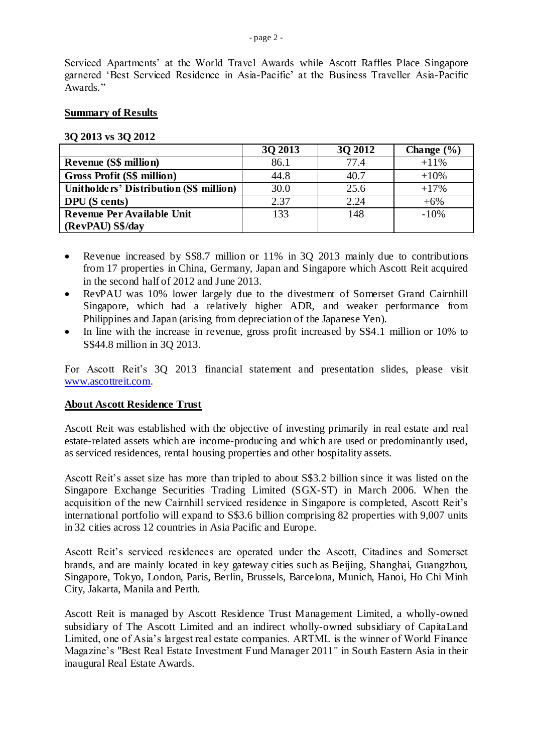Serviced Apartments' at the World Travel Awards while Ascott Raffles Place Singapore garnered 'Best Serviced Residence in Asia-Pacific' at the Business Traveller Asia-Pacific Awards."

## Summary of Results

**3Q 2013 vs 3Q 2012**

| | 3Q 2013 | 3Q 2012 | Change (%) |
|---|---|---|---|
| **Revenue (S$ million)** | 86.1 | 77.4 | +11% |
| **Gross Profit (S$ million)** | 44.8 | 40.7 | +10% |
| **Unitholders' Distribution (S$ million)** | 30.0 | 25.6 | +17% |
| **DPU (S cents)** | 2.37 | 2.24 | +6% |
| **Revenue Per Available Unit (RevPAU) S$/day** | 133 | 148 | -10% |

- Revenue increased by S$8.7 million or 11% in 3Q 2013 mainly due to contributions from 17 properties in China, Germany, Japan and Singapore which Ascott Reit acquired in the second half of 2012 and June 2013.
- RevPAU was 10% lower largely due to the divestment of Somerset Grand Cairnhill Singapore, which had a relatively higher ADR, and weaker performance from Philippines and Japan (arising from depreciation of the Japanese Yen).
- In line with the increase in revenue, gross profit increased by S$4.1 million or 10% to S$44.8 million in 3Q 2013.

For Ascott Reit's 3Q 2013 financial statement and presentation slides, please visit www.ascottreit.com.

## About Ascott Residence Trust

Ascott Reit was established with the objective of investing primarily in real estate and real estate-related assets which are income-producing and which are used or predominantly used, as serviced residences, rental housing properties and other hospitality assets.

Ascott Reit's asset size has more than tripled to about S$3.2 billion since it was listed on the Singapore Exchange Securities Trading Limited (SGX-ST) in March 2006. When the acquisition of the new Cairnhill serviced residence in Singapore is completed, Ascott Reit's international portfolio will expand to S$3.6 billion comprising 82 properties with 9,007 units in 32 cities across 12 countries in Asia Pacific and Europe.

Ascott Reit's serviced residences are operated under the Ascott, Citadines and Somerset brands, and are mainly located in key gateway cities such as Beijing, Shanghai, Guangzhou, Singapore, Tokyo, London, Paris, Berlin, Brussels, Barcelona, Munich, Hanoi, Ho Chi Minh City, Jakarta, Manila and Perth.

Ascott Reit is managed by Ascott Residence Trust Management Limited, a wholly-owned subsidiary of The Ascott Limited and an indirect wholly-owned subsidiary of CapitaLand Limited, one of Asia's largest real estate companies. ARTML is the winner of World Finance Magazine's "Best Real Estate Investment Fund Manager 2011" in South Eastern Asia in their inaugural Real Estate Awards.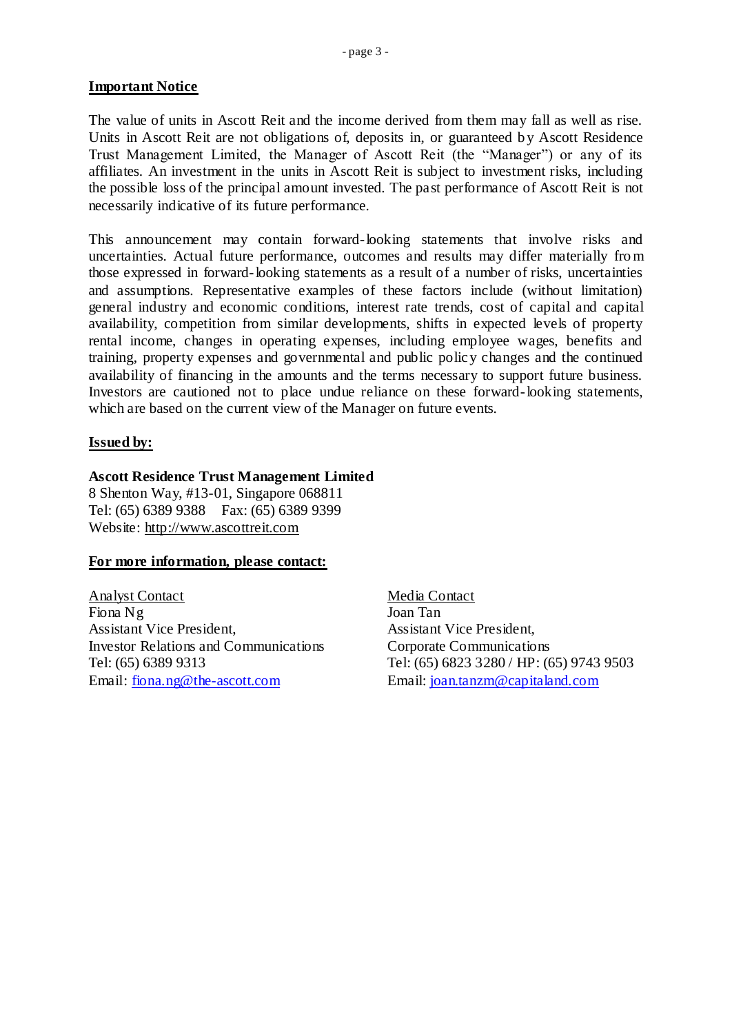**Important Notice**

The value of units in Ascott Reit and the income derived from them may fall as well as rise. Units in Ascott Reit are not obligations of, deposits in, or guaranteed by Ascott Residence Trust Management Limited, the Manager of Ascott Reit (the "Manager") or any of its affiliates. An investment in the units in Ascott Reit is subject to investment risks, including the possible loss of the principal amount invested. The past performance of Ascott Reit is not necessarily indicative of its future performance.

This announcement may contain forward-looking statements that involve risks and uncertainties. Actual future performance, outcomes and results may differ materially from those expressed in forward-looking statements as a result of a number of risks, uncertainties and assumptions. Representative examples of these factors include (without limitation) general industry and economic conditions, interest rate trends, cost of capital and capital availability, competition from similar developments, shifts in expected levels of property rental income, changes in operating expenses, including employee wages, benefits and training, property expenses and governmental and public policy changes and the continued availability of financing in the amounts and the terms necessary to support future business. Investors are cautioned not to place undue reliance on these forward-looking statements, which are based on the current view of the Manager on future events.

**Issued by:**

**Ascott Residence Trust Management Limited**
8 Shenton Way, #13-01, Singapore 068811
Tel: (65) 6389 9388 Fax: (65) 6389 9399
Website: http://www.ascottreit.com

**For more information, please contact:**

Analyst Contact
Fiona Ng
Assistant Vice President,
Investor Relations and Communications
Tel: (65) 6389 9313
Email: fiona.ng@the-ascott.com

Media Contact
Joan Tan
Assistant Vice President,
Corporate Communications
Tel: (65) 6823 3280 / HP: (65) 9743 9503
Email: joan.tanzm@capitaland.com